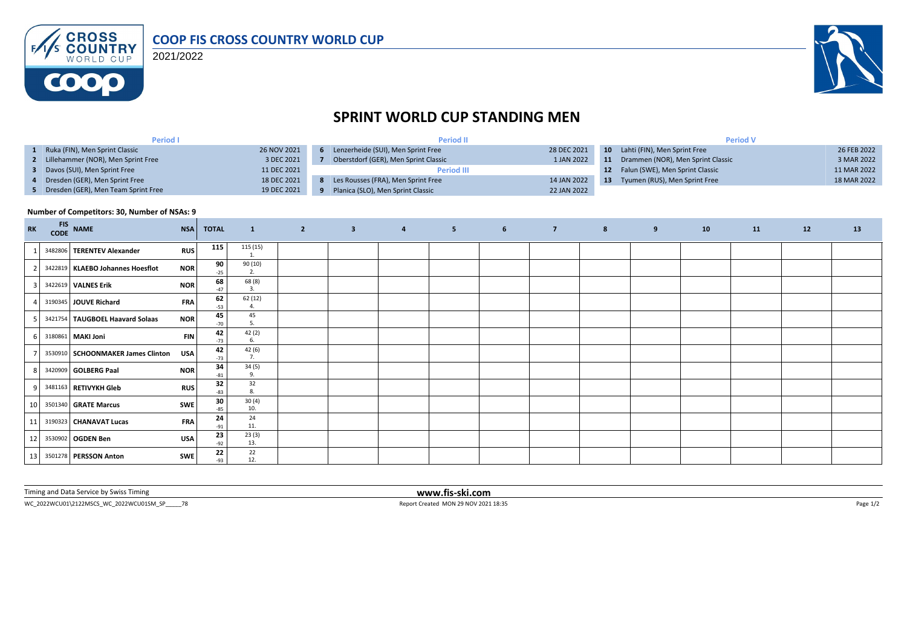# COOP FIS CROSS COUNTRY WORLD CUP

2021/2022

## SPRINT WORLD CUP STANDING MEN

| Period I | | | Period II | | | Period V | | |
|---|---|---|---|---|---|---|---|---|
| 1 | Ruka (FIN), Men Sprint Classic | 26 NOV 2021 | 6 | Lenzerheide (SUI), Men Sprint Free | 28 DEC 2021 | 10 | Lahti (FIN), Men Sprint Free | 26 FEB 2022 |
| 2 | Lillehammer (NOR), Men Sprint Free | 3 DEC 2021 | 7 | Oberstdorf (GER), Men Sprint Classic | 1 JAN 2022 | 11 | Drammen (NOR), Men Sprint Classic | 3 MAR 2022 |
| 3 | Davos (SUI), Men Sprint Free | 11 DEC 2021 | **Period III** | | | 12 | Falun (SWE), Men Sprint Classic | 11 MAR 2022 |
| 4 | Dresden (GER), Men Sprint Free | 18 DEC 2021 | 8 | Les Rousses (FRA), Men Sprint Free | 14 JAN 2022 | 13 | Tyumen (RUS), Men Sprint Free | 18 MAR 2022 |
| 5 | Dresden (GER), Men Team Sprint Free | 19 DEC 2021 | 9 | Planica (SLO), Men Sprint Classic | 22 JAN 2022 | | | |

**Number of Competitors: 30, Number of NSAs: 9**

| RK | FIS CODE | NAME | NSA | TOTAL | 1 | 2 | 3 | 4 | 5 | 6 | 7 | 8 | 9 | 10 | 11 | 12 | 13 |
|---|---|---|---|---|---|---|---|---|---|---|---|---|---|---|---|---|---|
| 1 | 3482806 | **TERENTEV Alexander** | RUS | 115 | 115 (15) 1. | | | | | | | | | | | | |
| 2 | 3422819 | **KLAEBO Johannes Hoesflot** | NOR | 90 -25 | 90 (10) 2. | | | | | | | | | | | | |
| 3 | 3422619 | **VALNES Erik** | NOR | 68 -47 | 68 (8) 3. | | | | | | | | | | | | |
| 4 | 3190345 | **JOUVE Richard** | FRA | 62 -53 | 62 (12) 4. | | | | | | | | | | | | |
| 5 | 3421754 | **TAUGBOEL Haavard Solaas** | NOR | 45 -70 | 45 5. | | | | | | | | | | | | |
| 6 | 3180861 | **MAKI Joni** | FIN | 42 -73 | 42 (2) 6. | | | | | | | | | | | | |
| 7 | 3530910 | **SCHOONMAKER James Clinton** | USA | 42 -73 | 42 (6) 7. | | | | | | | | | | | | |
| 8 | 3420909 | **GOLBERG Paal** | NOR | 34 -81 | 34 (5) 9. | | | | | | | | | | | | |
| 9 | 3481163 | **RETIVYKH Gleb** | RUS | 32 -83 | 32 8. | | | | | | | | | | | | |
| 10 | 3501340 | **GRATE Marcus** | SWE | 30 -85 | 30 (4) 10. | | | | | | | | | | | | |
| 11 | 3190323 | **CHANAVAT Lucas** | FRA | 24 -91 | 24 11. | | | | | | | | | | | | |
| 12 | 3530902 | **OGDEN Ben** | USA | 23 -92 | 23 (3) 13. | | | | | | | | | | | | |
| 13 | 3501278 | **PERSSON Anton** | SWE | 22 -93 | 22 12. | | | | | | | | | | | | |

Timing and Data Service by Swiss Timing

www.fis-ski.com

WC_2022WCU01\2122MSCS_WC_2022WCU01SM_SP_____78

Report Created MON 29 NOV 2021 18:35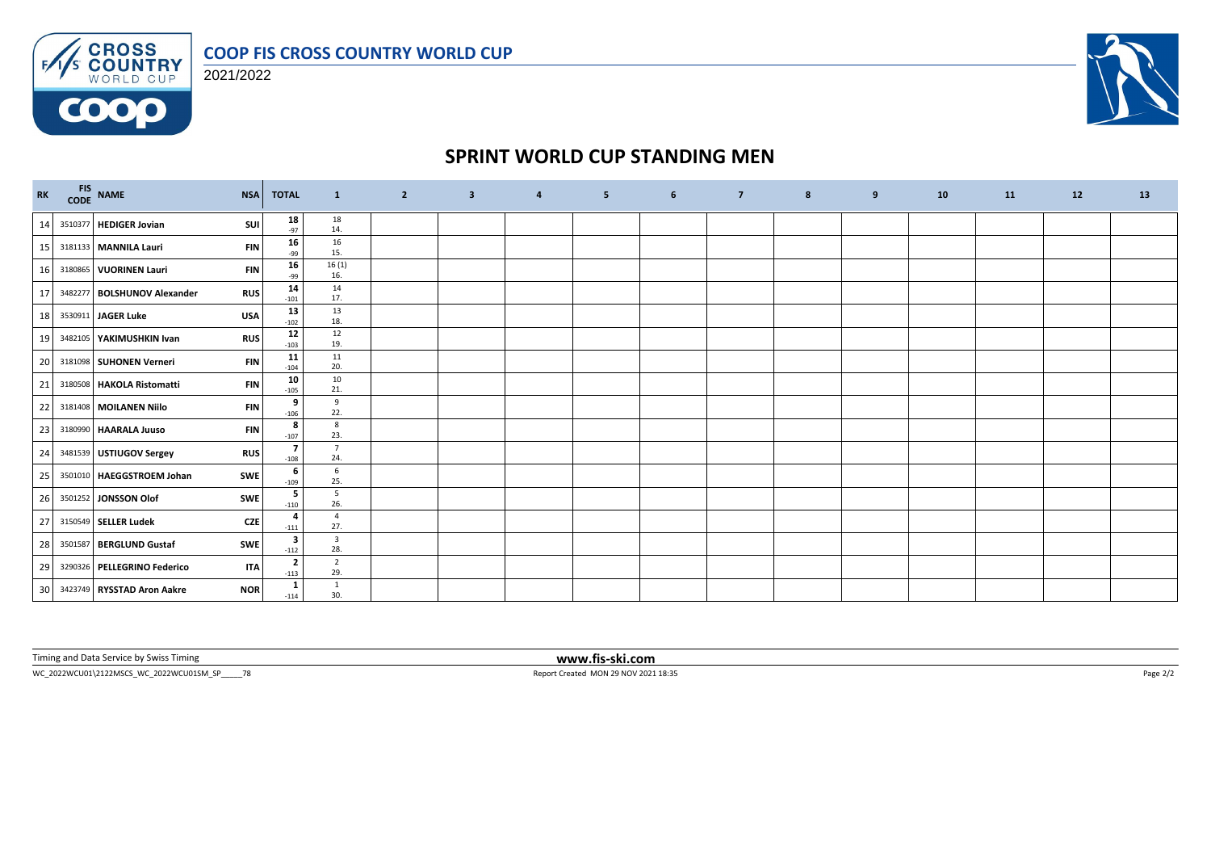# SPRINT WORLD CUP STANDING MEN

| RK | FIS CODE | NAME | NSA | TOTAL | 1 | 2 | 3 | 4 | 5 | 6 | 7 | 8 | 9 | 10 | 11 | 12 | 13 |
|---|---|---|---|---|---|---|---|---|---|---|---|---|---|---|---|---|---|
| 14 | 3510377 | **HEDIGER Jovian** | SUI | **18** -97 | 18 14. | | | | | | | | | | | | |
| 15 | 3181133 | **MANNILA Lauri** | FIN | **16** -99 | 16 15. | | | | | | | | | | | | |
| 16 | 3180865 | **VUORINEN Lauri** | FIN | **16** -99 | 16 (1) 16. | | | | | | | | | | | | |
| 17 | 3482277 | **BOLSHUNOV Alexander** | RUS | **14** -101 | 14 17. | | | | | | | | | | | | |
| 18 | 3530911 | **JAGER Luke** | USA | **13** -102 | 13 18. | | | | | | | | | | | | |
| 19 | 3482105 | **YAKIMUSHKIN Ivan** | RUS | **12** -103 | 12 19. | | | | | | | | | | | | |
| 20 | 3181098 | **SUHONEN Verneri** | FIN | **11** -104 | 11 20. | | | | | | | | | | | | |
| 21 | 3180508 | **HAKOLA Ristomatti** | FIN | **10** -105 | 10 21. | | | | | | | | | | | | |
| 22 | 3181408 | **MOILANEN Niilo** | FIN | **9** -106 | 9 22. | | | | | | | | | | | | |
| 23 | 3180990 | **HAARALA Juuso** | FIN | **8** -107 | 8 23. | | | | | | | | | | | | |
| 24 | 3481539 | **USTIUGOV Sergey** | RUS | **7** -108 | 7 24. | | | | | | | | | | | | |
| 25 | 3501010 | **HAEGGSTROEM Johan** | SWE | **6** -109 | 6 25. | | | | | | | | | | | | |
| 26 | 3501252 | **JONSSON Olof** | SWE | **5** -110 | 5 26. | | | | | | | | | | | | |
| 27 | 3150549 | **SELLER Ludek** | CZE | **4** -111 | 4 27. | | | | | | | | | | | | |
| 28 | 3501587 | **BERGLUND Gustaf** | SWE | **3** -112 | 3 28. | | | | | | | | | | | | |
| 29 | 3290326 | **PELLEGRINO Federico** | ITA | **2** -113 | 2 29. | | | | | | | | | | | | |
| 30 | 3423749 | **RYSSTAD Aron Aakre** | NOR | **1** -114 | 1 30. | | | | | | | | | | | | |

Timing and Data Service by Swiss Timing

**www.fis-ski.com**

WC_2022WCU01\2122MSCS_WC_2022WCU01SM_SP_____78

Report Created MON 29 NOV 2021 18:35